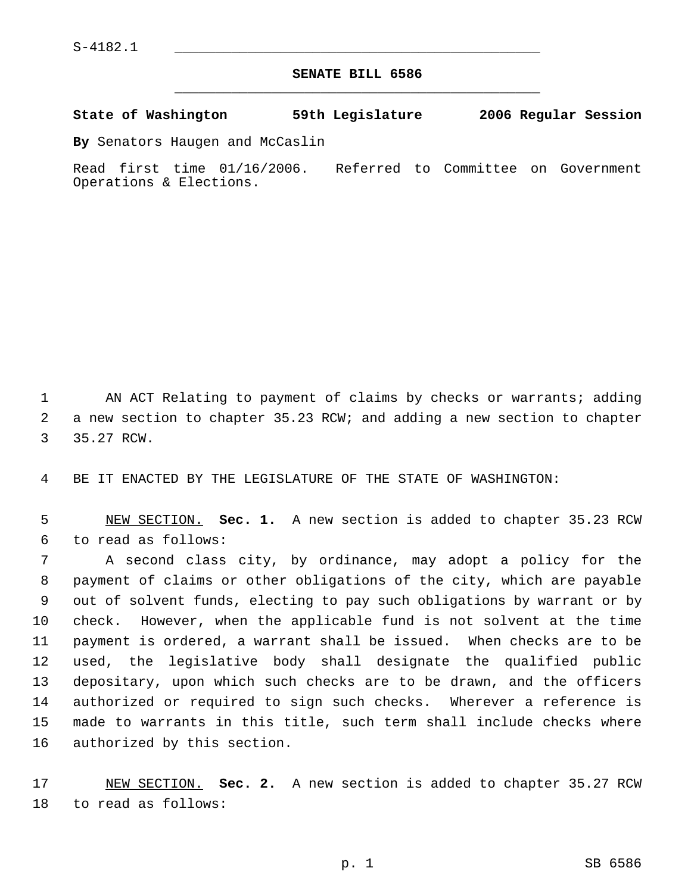S-4182.1

# SENATE BILL 6586

**State of Washington 59th Legislature 2006 Regular Session**

**By** Senators Haugen and McCaslin

Read first time 01/16/2006. Referred to Committee on Government Operations & Elections.

AN ACT Relating to payment of claims by checks or warrants; adding a new section to chapter 35.23 RCW; and adding a new section to chapter 35.27 RCW.

BE IT ENACTED BY THE LEGISLATURE OF THE STATE OF WASHINGTON:

NEW SECTION. **Sec. 1.** A new section is added to chapter 35.23 RCW to read as follows:

A second class city, by ordinance, may adopt a policy for the payment of claims or other obligations of the city, which are payable out of solvent funds, electing to pay such obligations by warrant or by check. However, when the applicable fund is not solvent at the time payment is ordered, a warrant shall be issued. When checks are to be used, the legislative body shall designate the qualified public depositary, upon which such checks are to be drawn, and the officers authorized or required to sign such checks. Wherever a reference is made to warrants in this title, such term shall include checks where authorized by this section.

NEW SECTION. **Sec. 2.** A new section is added to chapter 35.27 RCW to read as follows: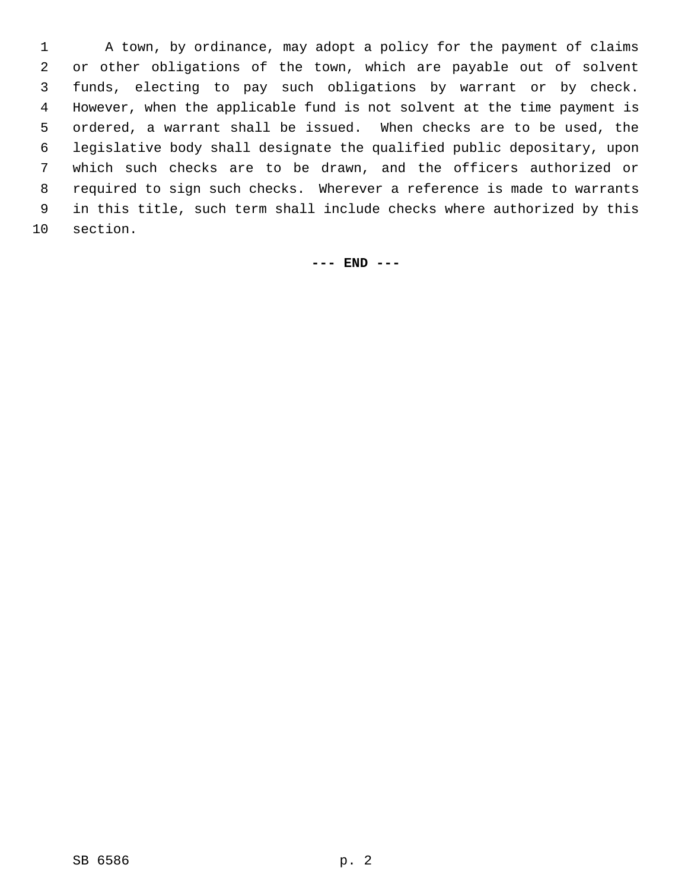A town, by ordinance, may adopt a policy for the payment of claims or other obligations of the town, which are payable out of solvent funds, electing to pay such obligations by warrant or by check. However, when the applicable fund is not solvent at the time payment is ordered, a warrant shall be issued. When checks are to be used, the legislative body shall designate the qualified public depositary, upon which such checks are to be drawn, and the officers authorized or required to sign such checks. Wherever a reference is made to warrants in this title, such term shall include checks where authorized by this section.

**--- END ---**